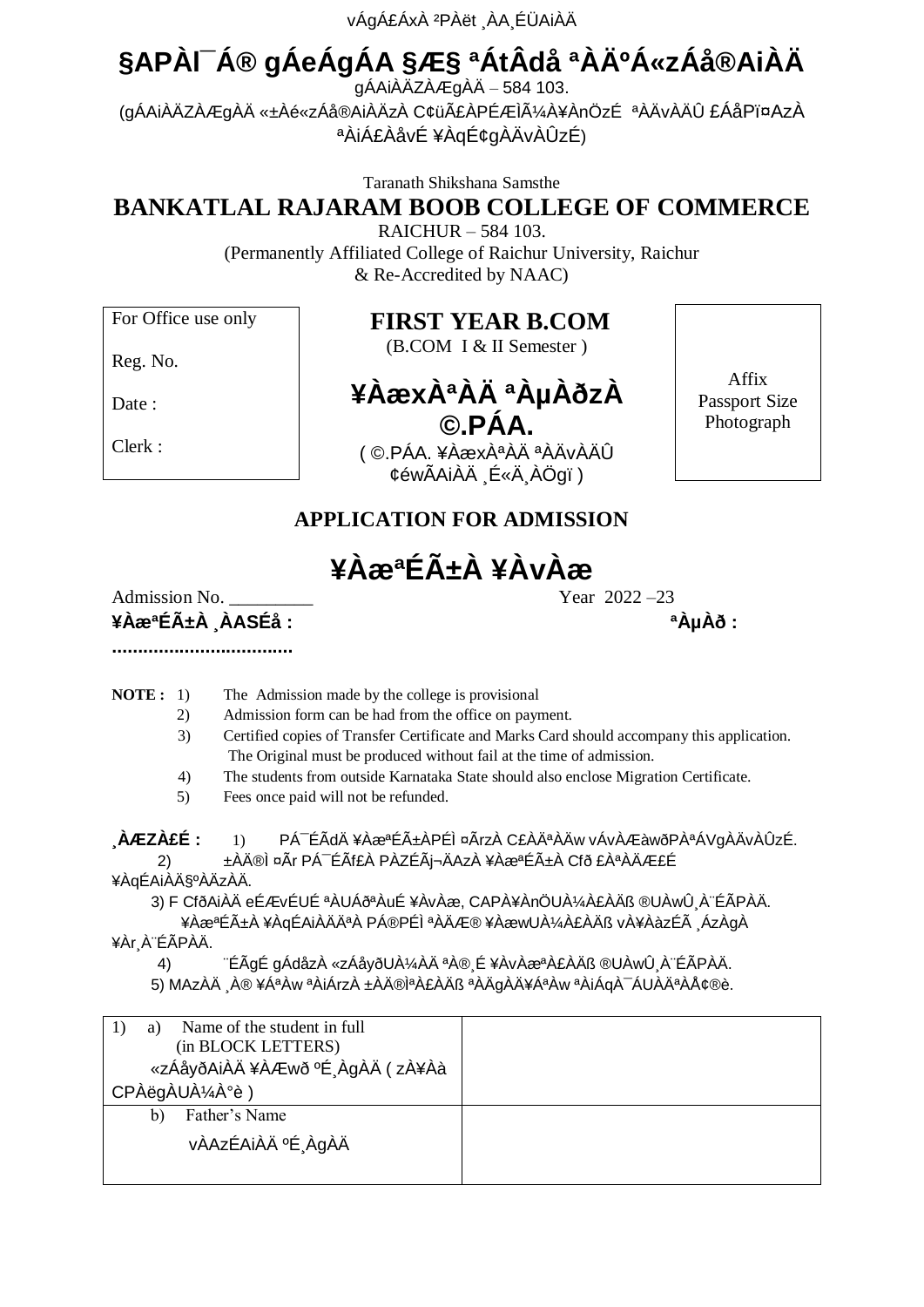vÁgÁ£ÁxÀ ²PÀët ¸ÀA¸ÉÜAiÀÄ

# §APÀl¯Á® gÁeÁgÁA §Æ§ ªÁtÂdå ªÀÄºÁ«zÁå®AiÀÄ

gÁAiÀÄZÀÆgÀÄ – 584 103.

(gÁAiÀÄZÀÆgÀÄ «±Àé«zÁå®AiÀÄzÀ C¢üÃ£ÀPÉÆÌÃ¼À¥ÀnÖzÉ ªÀÄvÀÄÛ £ÁåPï¤AzÀ ªÀiÁ£ÀåvÉ ¥ÀqÉ¢gÀÄvÀÛzÉ)

Taranath Shikshana Samsthe

# BANKATLAL RAJARAM BOOB COLLEGE OF COMMERCE

RAICHUR – 584 103.

(Permanently Affiliated College of Raichur University, Raichur & Re-Accredited by NAAC)

| For Office use only | FIRST YEAR B.COM |  |
|---|---|---|
| Reg. No. | (B.COM I & II Semester ) | Affix Passport Size Photograph |
| Date : | ¥ÀæxÀªÀÄ ªÀµÀðzÀ ©.PÁA. | |
| Clerk : | ( ©.PÁA. ¥ÀæxÀªÀÄ ªÀÄvÀÄÛ ¢éwÃAiÀÄ ¸É«Ä¸ÀÖgï ) | |

## APPLICATION FOR ADMISSION

# ¥ÀæªÉÃ±À ¥ÀvÀæ

Admission No. _________ Year 2022 –23

**¥ÀæªÉÃ±À ¸ÀASÉå : ..................................** **ªÀµÀð :**

**NOTE :**
1) The Admission made by the college is provisional
2) Admission form can be had from the office on payment.
3) Certified copies of Transfer Certificate and Marks Card should accompany this application. The Original must be produced without fail at the time of admission.
4) The students from outside Karnataka State should also enclose Migration Certificate.
5) Fees once paid will not be refunded.

**¸ÀÆZÀ£É :**
1) PÁ¯ÉÃdÄ ¥ÀæªÉÃ±ÀPÉÌ ¤ÃrzÀ C£ÀÄªÀÄw vÁvÀÌÁèwðPÀªÁVgÀÄvÀÛzÉ.
2) ±ÀÄ®Ì ¤Ãr PÁ¯ÉÃf£À PÀZÉÃj¬ÄAzÀ ¥ÀæªÉÃ±À Cfð £ÀªÀÄÆ£É ¥ÀqÉAiÀÄ§ºÀÄzÀÄ.
3) F CfðAiÀÄ eÉÆvÉUÉ ªÀUÁðªÀuÉ ¥ÀvÀæ, CAPÀ¥ÀnÖAiÀ£ÀÄß ®UÀwÛ¸À¨ÉÃPÀÄ. ¥ÀæªÉÃ±À ¥ÀqÉAiÀÄÄªÀ PÁ®PÉÌ ªÀÄÆ® ¥ÀæwUÀ¼À£ÀÄß vÀ¥ÀàzÉÃ ¸ÁzÀgÀ ¥Àr¸À¨ÉÃPÀÄ.
4) ¨ÉÃgÉ gÁdåzÀ «zÁåyðUÀ¼ÀÄ ªÀ®¸É ¥ÀvÀæªÀ£ÀÄß ®UÀwÛ¸À¨ÉÃPÀÄ.
5) MAzÀÄ ¸À® ¥ÁªÀw ªÀiÁrzÀ ±ÀÄ®ÌªÀ£ÀÄß ªÀÄgÀÄ¥ÁªÀw ªÀiÁqÀ¯ÁUÀÄªÀÅ¢®è.

| | |
|---|---|
| 1) a) Name of the student in full (in BLOCK LETTERS) «zÁåyðAiÀÄ ¥ÀÆwð ºÉ¸ÀgÀÄ ( zÀ¥Àà CPÀëgÀUÀ¼À°è ) | |
| b) Father's Name vÀAzÉAiÀÄ ºÉ¸ÀgÀÄ | |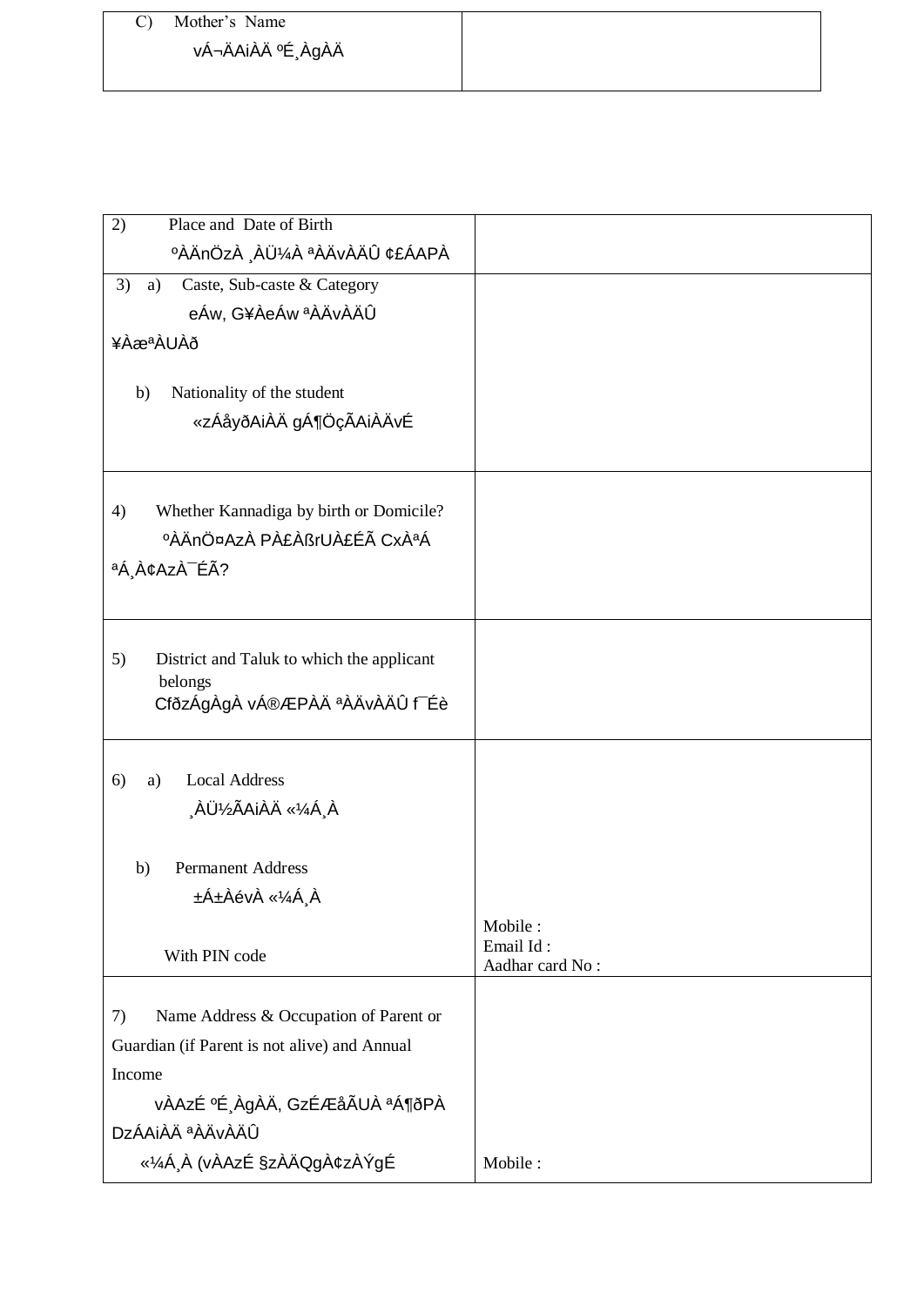| C) Mother's Name<br>vÁ¬ÄAiÀÄ ºÉ¸ÀgÀÄ | |
|---|---|

| 2) Place and Date of Birth<br>ºÀÄnÖzÀ ¸ÀÜ¼À ªÀÄvÀÄÛ ¢£ÁAPÀ | |
|---|---|
| 3) a) Caste, Sub-caste & Category<br>eÁw, G¥ÀeÁw ªÀÄvÀÄÛ ¥ÀæªÀUÀð<br><br>b) Nationality of the student<br>«zÁåyðAiÀÄ gÁ¶ÖçÃAiÀÄvÉ | |
| 4) Whether Kannadiga by birth or Domicile?<br>ºÀÄnÖ¤AzÀ PÀ£ÀßrUÀ£ÉÃ CxÀªÁ ªÁ¸À¢AzÀ¯ÉÃ? | |
| 5) District and Taluk to which the applicant belongs<br>CfðzÁgÀgÀ vÁ®ÆPÀÄ ªÀÄvÀÄÛ f¯Éè | |
| 6) a) Local Address<br>¸ÀÜ½ÃAiÀÄ «¼Á¸À<br><br>b) Permanent Address<br>±Á±ÀévÀ «¼Á¸À<br><br>With PIN code | Mobile :<br>Email Id :<br>Aadhar card No : |
| 7) Name Address & Occupation of Parent or Guardian (if Parent is not alive) and Annual Income<br>vÀAzÉ ºÉ¸ÀgÀÄ, GzÉÆåÃUÀ ªÁ¶ðPÀ DzÁAiÀÄ ªÀÄvÀÄÛ «¼Á¸À (vÀAzÉ §zÀÄQgÀ¢zÀÝgÉ | Mobile : |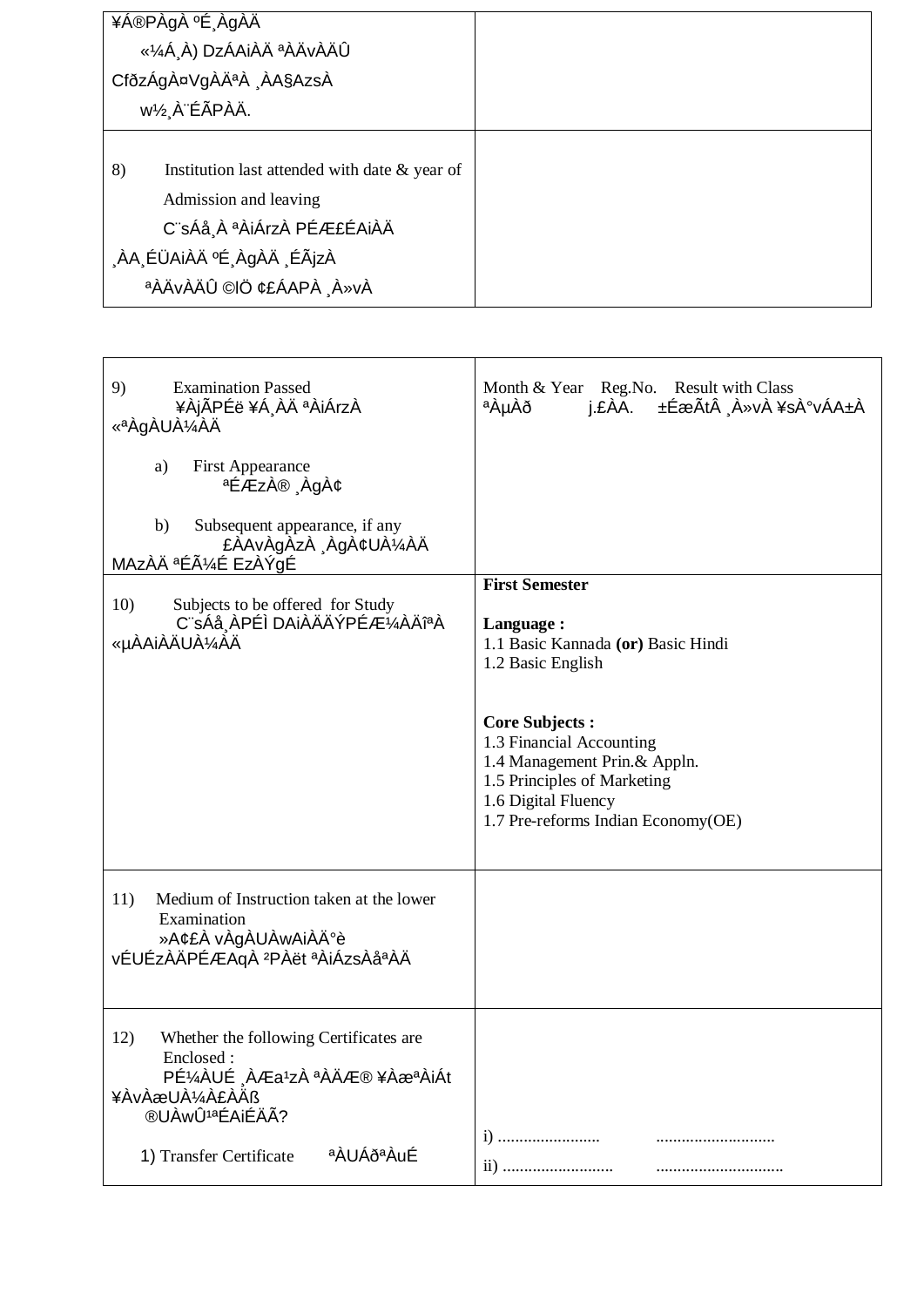| ¥Á®PÀgÀ ºÉ¸ÀgÀÄ<br>«¼Á¸À) DzÁAiÀÄ ªÀÄvÀÄÛ<br>CfðzÁgÀ¤VgÀÄªÀ ¸ÀA§AzsÀ<br>w½¸À¨ÉÃPÀÄ. | |
|---|---|
| 8) Institution last attended with date & year of Admission and leaving<br>C¨sÁå¸À ªÀiÁrzÀ PÉÆ£ÉAiÀÄ<br>¸ÀA¸ÉÜAiÀÄ ºÉ¸ÀgÀÄ ¸ÉÃjzÀ<br>ªÀÄvÀÄÛ ©lÖ ¢£ÁAPÀ ¸À»vÀ | |

| 9) Examination Passed<br>¥ÀjÃPÉë ¥Á¸ÀÄ ªÀiÁrzÀ «ªÀgÀUÀ¼ÀÄ<br><br>a) First Appearance<br>ªÉÆzÀ® ¸ÀgÀ¢<br><br>b) Subsequent appearance, if any<br>£ÀAvÀgÀzÀ ¸ÀgÀ¢UÀ¼ÀÄ MAzÀÄ ªÉÃ¼É EzÀÝgÉ | Month & Year Reg.No. Result with Class<br>ªÀµÀð j.£ÀA. ±ÉæÃtÂ ¸À»vÀ ¥sÀ°vÁA±À |
|---|---|
| 10) Subjects to be offered for Study<br>C¨sÁå¸ÀPÉÌ DAiÀÄÄÝPÉÆ¼ÀÄîªÀ «µÀAiÀÄUÀ¼ÀÄ | **First Semester**<br><br>**Language :**<br>1.1 Basic Kannada **(or)** Basic Hindi<br>1.2 Basic English<br><br>**Core Subjects :**<br>1.3 Financial Accounting<br>1.4 Management Prin.& Appln.<br>1.5 Principles of Marketing<br>1.6 Digital Fluency<br>1.7 Pre-reforms Indian Economy(OE) |
| 11) Medium of Instruction taken at the lower Examination<br>»A¢£À vÀgÀUÀwAiÀÄ°è vÉUÉzÀÄPÉÆAqÀ ²PÀët ªÀiÁzsÀåªÀÄ | |
| 12) Whether the following Certificates are Enclosed :<br>PÉ¼ÀUÉ ¸ÀÆa¹zÀ ªÀÄÆ® ¥ÀæªÀiÁt ¥ÀvÀæUÀ¼À£ÀÄß ®UÀwÛ¹ªÉAiÉÄÃ?<br><br>1) Transfer Certificate ªÀUÁðªÀuÉ | i) ........................ ............................<br>ii) .......................... .............................. |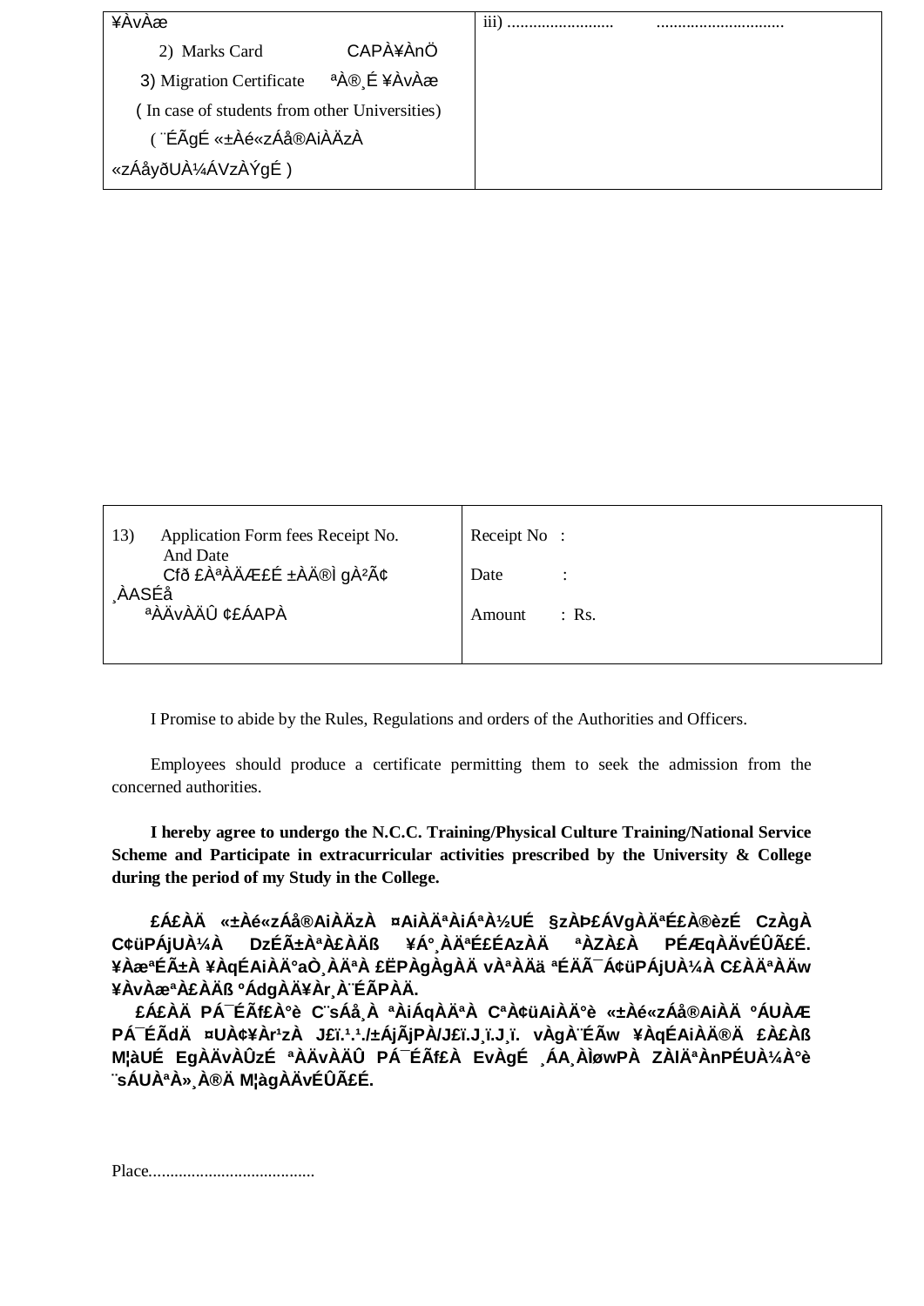| ¥ÀvÀæ<br>2) Marks Card CAPÀ¥ÀnÖ<br>3) Migration Certificate ªÀ®¸É ¥ÀvÀæ<br>( In case of students from other Universities)<br>( ¨ÉÃgÉ «±Àé«zÁå®AiÀÄzÀ «zÁåyðUÀ¼ÁVzÀÝgÉ ) | iii) ......................... .............................. |
|---|---|

| 13) Application Form fees Receipt No. And Date<br>Cfð £ÀªÀÄÆ£É ±ÀÄ®Ì gÀ²Ã¢ ¸ÀASÉå ªÀÄvÀÄÛ ¢£ÁAPÀ | Receipt No :<br>Date :<br>Amount : Rs. |
|---|---|

I Promise to abide by the Rules, Regulations and orders of the Authorities and Officers.

Employees should produce a certificate permitting them to seek the admission from the concerned authorities.

**I hereby agree to undergo the N.C.C. Training/Physical Culture Training/National Service Scheme and Participate in extracurricular activities prescribed by the University & College during the period of my Study in the College.**

**£Á£ÀÄ «±Àé«zÁå®AiÀÄzÀ ¤AiÀÄªÀiÁªÀ½UÉ §zÀÞ£ÁVgÀÄªÉ£À®èzÉ CzÀgÀ C¢üPÁjUÀ¼À DzÉÃ±ÀªÀ£ÀÄß ¥Á°¸ÀÄªÉ£ÉAzÀÄ ªÀZÀ£À PÉÆqÀÄvÉÛÃ£É. ¥ÀæªÉÃ±À ¥ÀqÉAiÀÄ°aÒ¸ÀÄªÀ £ËPÀgÀgÀÄ vÀªÀÄä ªÉÄÃ¯Á¢üPÁjUÀ¼À C£ÀÄªÀÄw ¥ÀvÀæªÀ£ÀÄß ºÁdgÀÄ¥Àr¸À¨ÉÃPÀÄ.**

**£Á£ÀÄ PÁ¯ÉÃf£À°è C¨sÁå¸À ªÀiÁqÀÄªÀ CªÀ¢üAiÀÄ°è «±Àé«zÁå®AiÀÄ ºÁUÀÆ PÁ¯ÉÃdÄ ¤UÀ¢¥Àr¹zÀ J£ï.¹.¹./±ÁjÃjPÀ/J£ï.J¸ï.J¸ï. vÀgÀ¨ÉÃw ¥ÀqÉAiÀÄ®Ä £À£Àß M¦àUÉ EgÀÄvÀÛzÉ ªÀÄvÀÄÛ PÁ¯ÉÃf£À EvÀgÉ ¸ÁA¸ÀÌøwPÀ ZÀlÄªÀnPÉUÀ¼À°è ¨sÁUÀªÀ»¸À®Ä M¦àgÀÄvÉÛÃ£É.**

Place......................................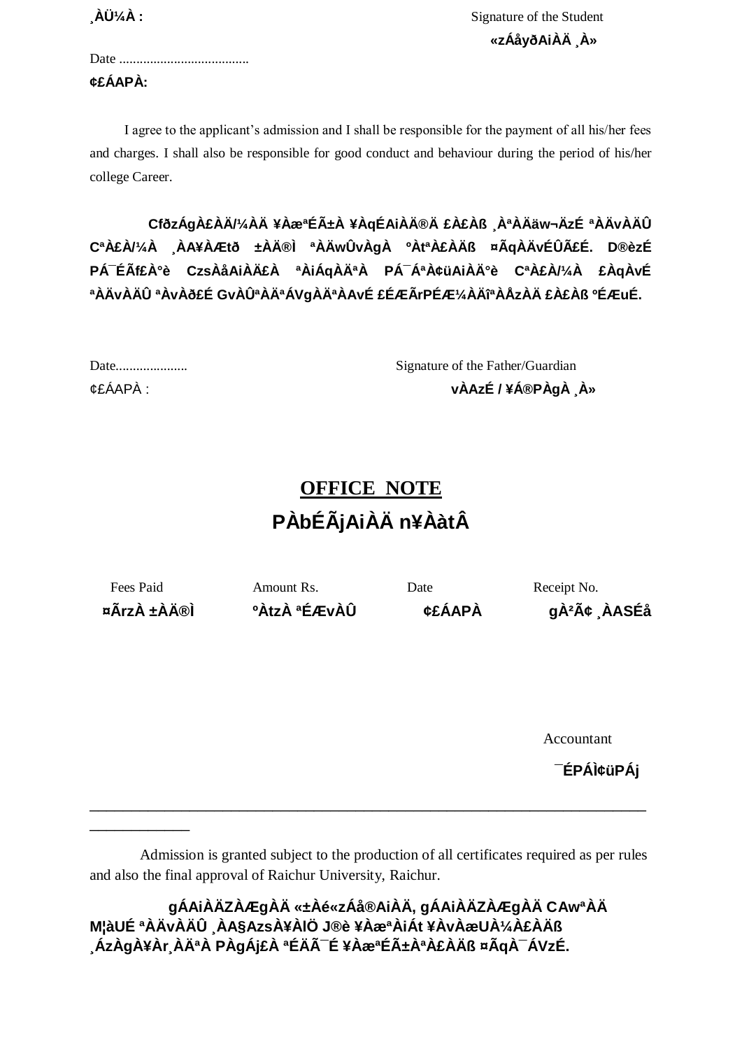¸ÀÜ¼À : Signature of the Student

«zÁåyðAiÀÄ ¸À»

Date ......................................

¢£ÁAPÀ:

I agree to the applicant's admission and I shall be responsible for the payment of all his/her fees and charges. I shall also be responsible for good conduct and behaviour during the period of his/her college Career.

**CfðzÁgÀ£ÀÄ/¼ÀÄ ¥ÀæªÉÃ±À ¥ÀqÉAiÀÄ®Ä £À£Àß ¸ÀªÀÄäw¬ÄzÉ ªÀÄvÀÄÛ CªÀ£À/¼À ¸ÀA¥ÀÆtð ±ÀÄ®Ì ªÀÄwÛvÀgÀ ºÀtªÀ£ÀÄß ¤ÃqÀÄvÉÛÃ£É. D®èzÉ PÁ¯ÉÃf£À°è CzsÀåAiÀÄ£À ªÀiÁqÀÄªÀ PÁ¯ÁªÀ¢üAiÀÄ°è CªÀ£À/¼À £ÀqÀvÉ ªÀÄvÀÄÛ ªÀvÀð£É GvÀÛªÀÄªÁVgÀÄªÀAvÉ £ÉÆÃrPÉÆ¼ÀÄîªÀÅzÀÄ £À£Àß ºÉÆuÉ.**

Date..................... Signature of the Father/Guardian

¢£ÁAPÀ : **vÀAzÉ / ¥Á®PÀgÀ ¸À»**

## OFFICE NOTE

## PÀbÉÃjAiÀÄ n¥ÀàtÂ

| Fees Paid | Amount Rs. | Date | Receipt No. |
|---|---|---|---|
| **¤ÃrzÀ ±ÀÄ®Ì** | **ºÀtzÀ ªÉÆvÀÛ** | **¢£ÁAPÀ** | **gÀ²Ã¢ ¸ÀASÉå** |

Accountant

**¯ÉPÁÌ¢üPÁj**

---

Admission is granted subject to the production of all certificates required as per rules and also the final approval of Raichur University, Raichur.

**gÁAiÀÄZÀÆgÀÄ «±Àé«zÁå®AiÀÄ, gÁAiÀÄZÀÆgÀÄ CAwªÀÄ M¦àUÉ ªÀÄvÀÄÛ ¸ÀA§AzsÀ¥ÀlÖ J®è ¥ÀæªÀiÁt ¥ÀvÀæUÀ¼À£ÀÄß ¸ÁzÀgÀ¥Àr¸ÀÄªÀ PÀgÁj£À ªÉÄÃ¯É ¥ÀæªÉÃ±ÀªÀ£ÀÄß ¤ÃqÀ¯ÁVzÉ.**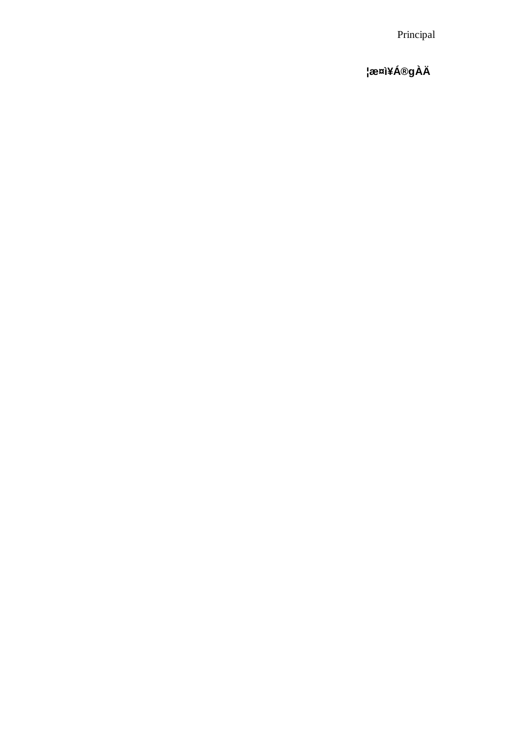Principal

**¦æ¤ì¥Á®gÀÄ**